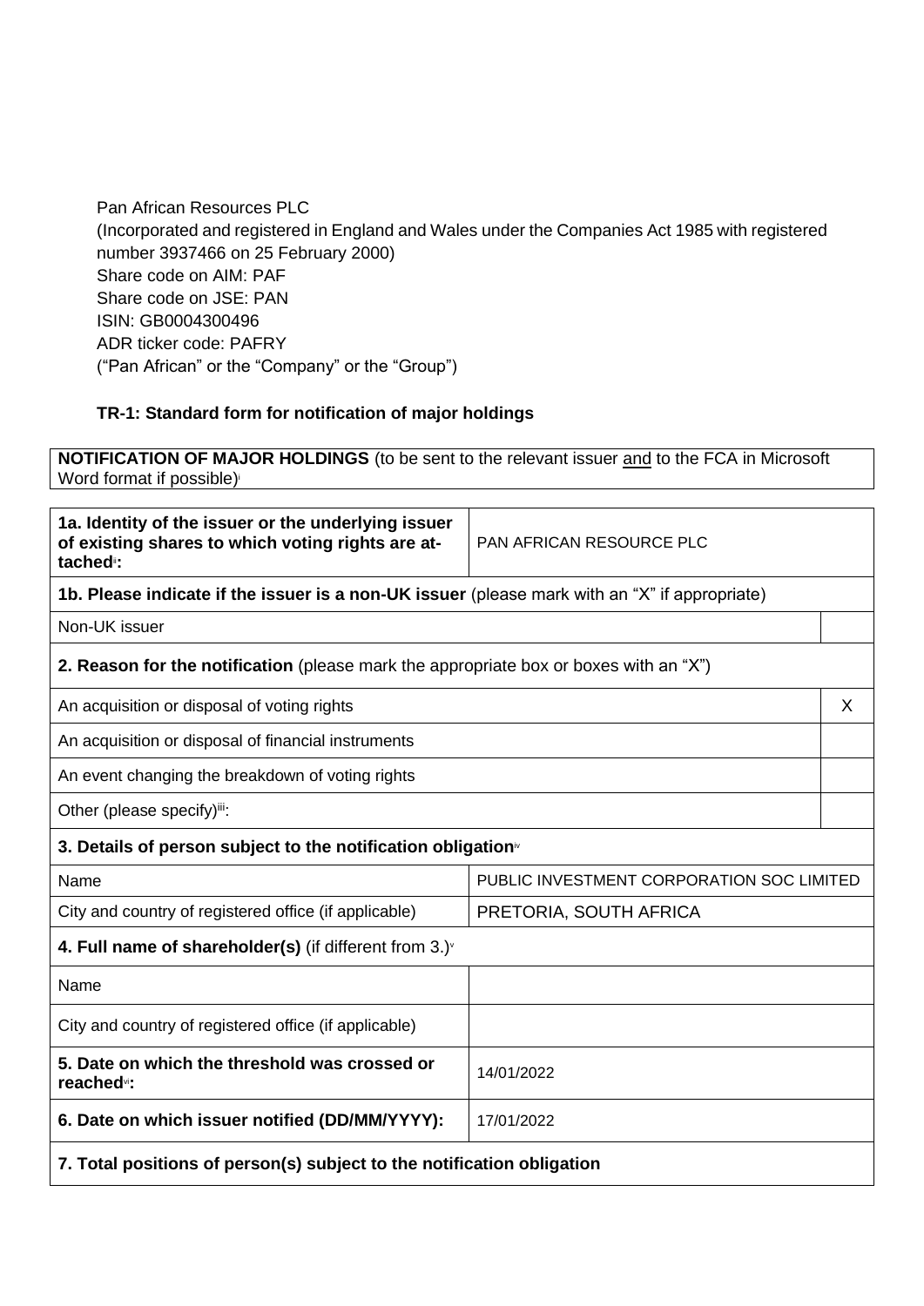Pan African Resources PLC
(Incorporated and registered in England and Wales under the Companies Act 1985 with registered number 3937466 on 25 February 2000)
Share code on AIM: PAF
Share code on JSE: PAN
ISIN: GB0004300496
ADR ticker code: PAFRY
("Pan African" or the "Company" or the "Group")

**TR-1: Standard form for notification of major holdings**

| **NOTIFICATION OF MAJOR HOLDINGS** (to be sent to the relevant issuer and to the FCA in Microsoft Word format if possible)[i] |
|---|

| | | |
|---|---|---|
| **1a. Identity of the issuer or the underlying issuer of existing shares to which voting rights are attached**[ii]**:** | PAN AFRICAN RESOURCE PLC | |
| **1b. Please indicate if the issuer is a non-UK issuer** (please mark with an "X" if appropriate) | | |
| Non-UK issuer | | |
| **2. Reason for the notification** (please mark the appropriate box or boxes with an "X") | | |
| An acquisition or disposal of voting rights | | X |
| An acquisition or disposal of financial instruments | | |
| An event changing the breakdown of voting rights | | |
| Other (please specify)[iii]: | | |
| **3. Details of person subject to the notification obligation**[iv] | | |
| Name | PUBLIC INVESTMENT CORPORATION SOC LIMITED | |
| City and country of registered office (if applicable) | PRETORIA, SOUTH AFRICA | |
| **4. Full name of shareholder(s)** (if different from 3.)[v] | | |
| Name | | |
| City and country of registered office (if applicable) | | |
| **5. Date on which the threshold was crossed or reached**[vi]**:** | 14/01/2022 | |
| **6. Date on which issuer notified (DD/MM/YYYY):** | 17/01/2022 | |
| **7. Total positions of person(s) subject to the notification obligation** | | |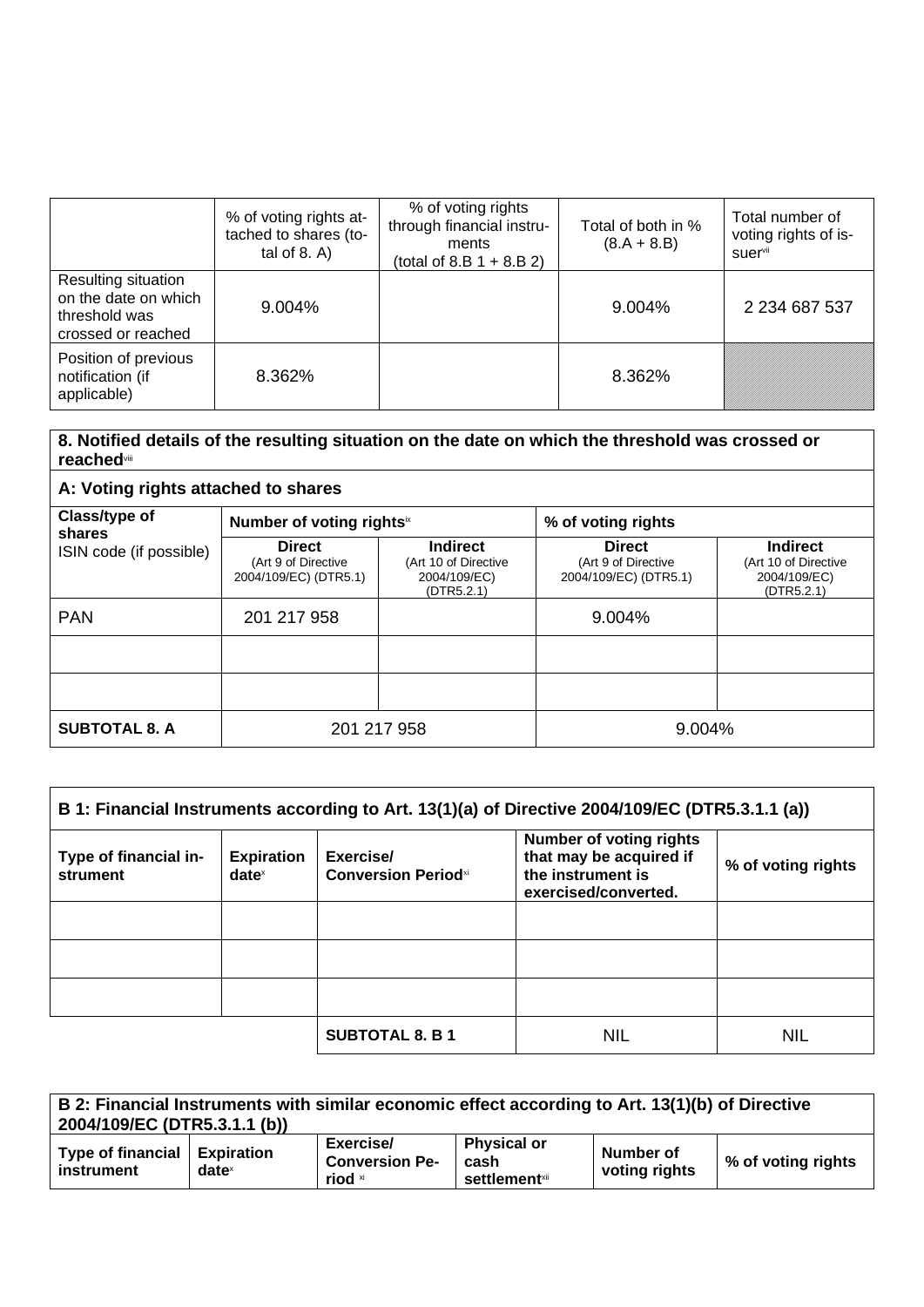| | % of voting rights attached to shares (total of 8. A) | % of voting rights through financial instruments (total of 8.B 1 + 8.B 2) | Total of both in % (8.A + 8.B) | Total number of voting rights of issuer[vii] |
|---|---|---|---|---|
| Resulting situation on the date on which threshold was crossed or reached | 9.004% | | 9.004% | 2 234 687 537 |
| Position of previous notification (if applicable) | 8.362% | | 8.362% | |

**8. Notified details of the resulting situation on the date on which the threshold was crossed or reached**[viii]

**A: Voting rights attached to shares**

| Class/type of shares ISIN code (if possible) | Number of voting rights[ix] | | % of voting rights | |
|---|---|---|---|---|
| | **Direct** (Art 9 of Directive 2004/109/EC) (DTR5.1) | **Indirect** (Art 10 of Directive 2004/109/EC) (DTR5.2.1) | **Direct** (Art 9 of Directive 2004/109/EC) (DTR5.1) | **Indirect** (Art 10 of Directive 2004/109/EC) (DTR5.2.1) |
| PAN | 201 217 958 | | 9.004% | |
| | | | | |
| | | | | |
| **SUBTOTAL 8. A** | 201 217 958 | | 9.004% | |

| **B 1: Financial Instruments according to Art. 13(1)(a) of Directive 2004/109/EC (DTR5.3.1.1 (a))** | | | | |
|---|---|---|---|---|
| **Type of financial instrument** | **Expiration date**[x] | **Exercise/ Conversion Period**[xi] | **Number of voting rights that may be acquired if the instrument is exercised/converted.** | **% of voting rights** |
| | | | | |
| | | | | |
| | | | | |
| | | **SUBTOTAL 8. B 1** | NIL | NIL |

| **B 2: Financial Instruments with similar economic effect according to Art. 13(1)(b) of Directive 2004/109/EC (DTR5.3.1.1 (b))** | | | | | |
|---|---|---|---|---|---|
| **Type of financial instrument** | **Expiration date**[x] | **Exercise/ Conversion Period**[xi] | **Physical or cash settlement**[xii] | **Number of voting rights** | **% of voting rights** |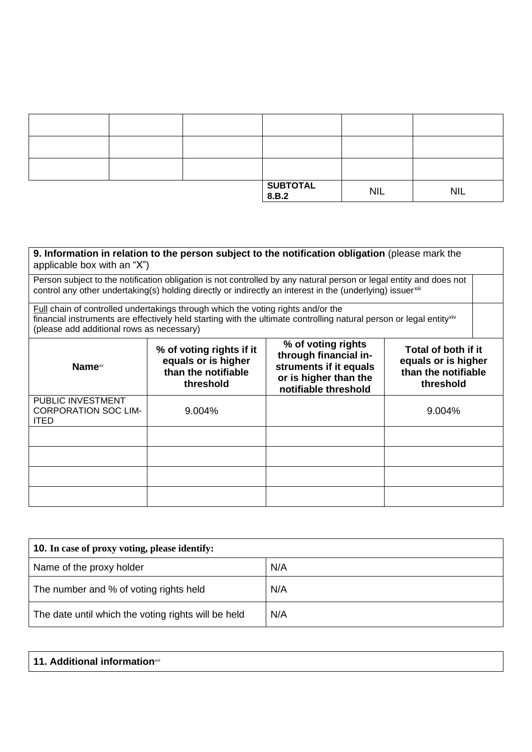| | | | | | |
|---|---|---|---|---|---|
| | | | | | |
| | | | | | |
| | | | | | |
| | | | **SUBTOTAL 8.B.2** | NIL | NIL |

| **9. Information in relation to the person subject to the notification obligation** (please mark the applicable box with an "X") | |
|---|---|
| Person subject to the notification obligation is not controlled by any natural person or legal entity and does not control any other undertaking(s) holding directly or indirectly an interest in the (underlying) issuer[xiii] | |
| Full chain of controlled undertakings through which the voting rights and/or the financial instruments are effectively held starting with the ultimate controlling natural person or legal entity[xiv] (please add additional rows as necessary) | |

| **Name**[xv] | **% of voting rights if it equals or is higher than the notifiable threshold** | **% of voting rights through financial instruments if it equals or is higher than the notifiable threshold** | **Total of both if it equals or is higher than the notifiable threshold** |
|---|---|---|---|
| PUBLIC INVESTMENT CORPORATION SOC LIMITED | 9.004% | | 9.004% |
| | | | |
| | | | |
| | | | |
| | | | |

| **10. In case of proxy voting, please identify:** | |
|---|---|
| Name of the proxy holder | N/A |
| The number and % of voting rights held | N/A |
| The date until which the voting rights will be held | N/A |

| **11. Additional information**[xvi] |
|---|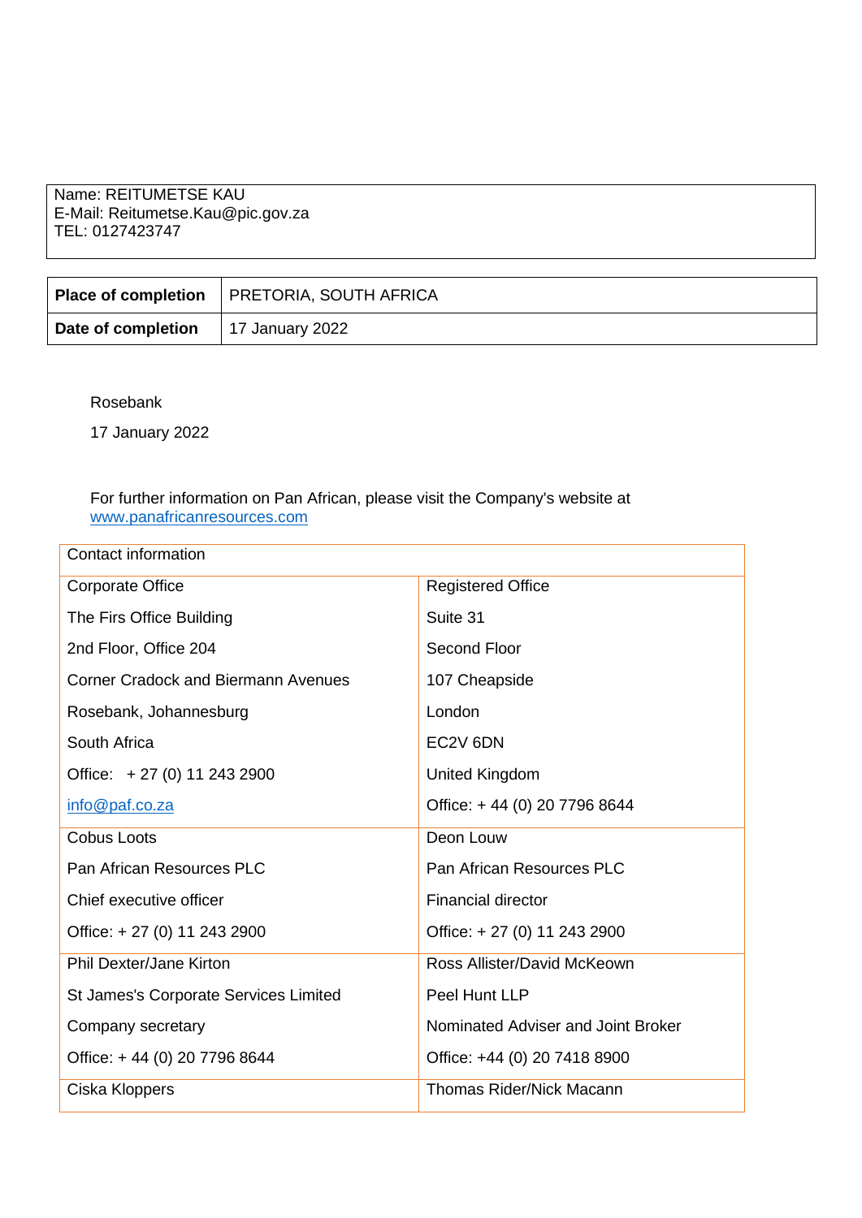Name: REITUMETSE KAU
E-Mail: Reitumetse.Kau@pic.gov.za
TEL: 0127423747

| **Place of completion** | PRETORIA, SOUTH AFRICA |
|---|---|
| **Date of completion** | 17 January 2022 |

Rosebank

17 January 2022

For further information on Pan African, please visit the Company's website at www.panafricanresources.com

| Contact information | |
|---|---|
| Corporate Office<br>The Firs Office Building<br>2nd Floor, Office 204<br>Corner Cradock and Biermann Avenues<br>Rosebank, Johannesburg<br>South Africa<br>Office: + 27 (0) 11 243 2900<br>info@paf.co.za | Registered Office<br>Suite 31<br>Second Floor<br>107 Cheapside<br>London<br>EC2V 6DN<br>United Kingdom<br>Office: + 44 (0) 20 7796 8644 |
| Cobus Loots<br>Pan African Resources PLC<br>Chief executive officer<br>Office: + 27 (0) 11 243 2900 | Deon Louw<br>Pan African Resources PLC<br>Financial director<br>Office: + 27 (0) 11 243 2900 |
| Phil Dexter/Jane Kirton<br>St James's Corporate Services Limited<br>Company secretary<br>Office: + 44 (0) 20 7796 8644 | Ross Allister/David McKeown<br>Peel Hunt LLP<br>Nominated Adviser and Joint Broker<br>Office: +44 (0) 20 7418 8900 |
| Ciska Kloppers | Thomas Rider/Nick Macann |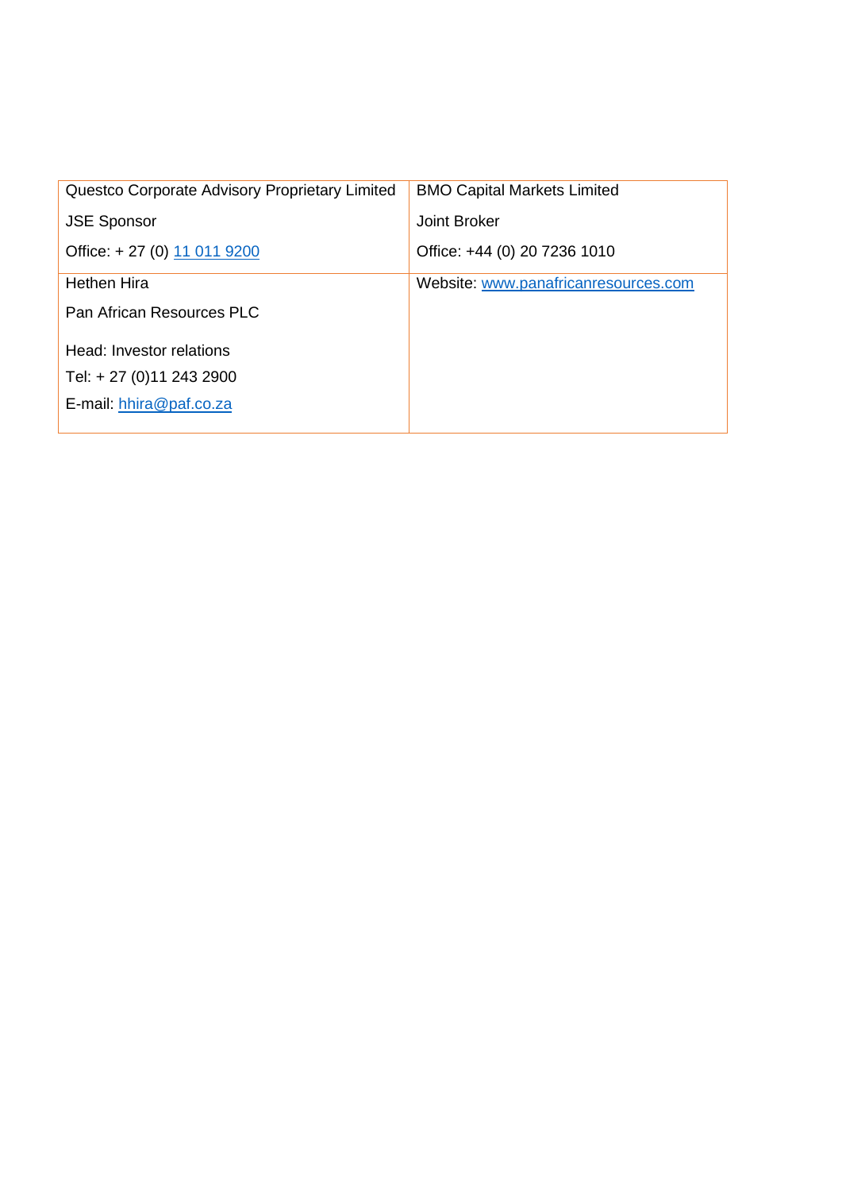| | |
|---|---|
| Questco Corporate Advisory Proprietary Limited<br><br>JSE Sponsor<br><br>Office: + 27 (0) 11 011 9200 | BMO Capital Markets Limited<br><br>Joint Broker<br><br>Office: +44 (0) 20 7236 1010 |
| Hethen Hira<br><br>Pan African Resources PLC<br><br>Head: Investor relations<br><br>Tel: + 27 (0)11 243 2900<br><br>E-mail: hhira@paf.co.za | Website: www.panafricanresources.com |